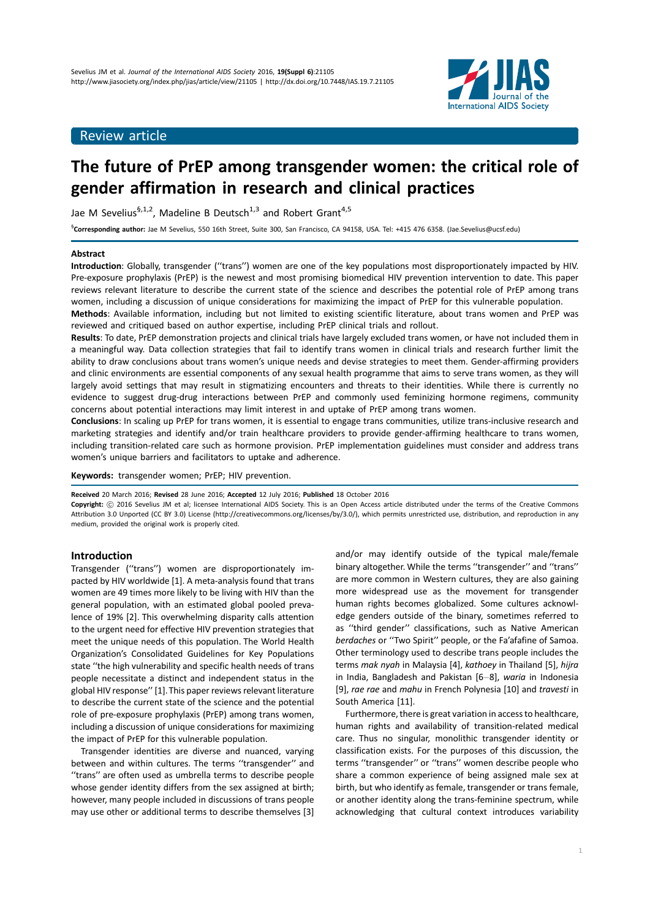Review article

# The future of PrEP among transgender women: the critical role of gender affirmation in research and clinical practices

Jae M Sevelius[§,1,2], Madeline B Deutsch[1,3] and Robert Grant[4,5]

[§]**Corresponding author:** Jae M Sevelius, 550 16th Street, Suite 300, San Francisco, CA 94158, USA. Tel: +415 476 6358. (Jae.Sevelius@ucsf.edu)

## Abstract

**Introduction**: Globally, transgender (''trans'') women are one of the key populations most disproportionately impacted by HIV. Pre-exposure prophylaxis (PrEP) is the newest and most promising biomedical HIV prevention intervention to date. This paper reviews relevant literature to describe the current state of the science and describes the potential role of PrEP among trans women, including a discussion of unique considerations for maximizing the impact of PrEP for this vulnerable population.

**Methods**: Available information, including but not limited to existing scientific literature, about trans women and PrEP was reviewed and critiqued based on author expertise, including PrEP clinical trials and rollout.

**Results**: To date, PrEP demonstration projects and clinical trials have largely excluded trans women, or have not included them in a meaningful way. Data collection strategies that fail to identify trans women in clinical trials and research further limit the ability to draw conclusions about trans women's unique needs and devise strategies to meet them. Gender-affirming providers and clinic environments are essential components of any sexual health programme that aims to serve trans women, as they will largely avoid settings that may result in stigmatizing encounters and threats to their identities. While there is currently no evidence to suggest drug-drug interactions between PrEP and commonly used feminizing hormone regimens, community concerns about potential interactions may limit interest in and uptake of PrEP among trans women.

**Conclusions**: In scaling up PrEP for trans women, it is essential to engage trans communities, utilize trans-inclusive research and marketing strategies and identify and/or train healthcare providers to provide gender-affirming healthcare to trans women, including transition-related care such as hormone provision. PrEP implementation guidelines must consider and address trans women's unique barriers and facilitators to uptake and adherence.

**Keywords:** transgender women; PrEP; HIV prevention.

**Received** 20 March 2016; **Revised** 28 June 2016; **Accepted** 12 July 2016; **Published** 18 October 2016

**Copyright:** © 2016 Sevelius JM et al; licensee International AIDS Society. This is an Open Access article distributed under the terms of the Creative Commons Attribution 3.0 Unported (CC BY 3.0) License (http://creativecommons.org/licenses/by/3.0/), which permits unrestricted use, distribution, and reproduction in any medium, provided the original work is properly cited.

## Introduction

Transgender (''trans'') women are disproportionately impacted by HIV worldwide [1]. A meta-analysis found that trans women are 49 times more likely to be living with HIV than the general population, with an estimated global pooled prevalence of 19% [2]. This overwhelming disparity calls attention to the urgent need for effective HIV prevention strategies that meet the unique needs of this population. The World Health Organization's Consolidated Guidelines for Key Populations state ''the high vulnerability and specific health needs of trans people necessitate a distinct and independent status in the global HIV response'' [1]. This paper reviews relevant literature to describe the current state of the science and the potential role of pre-exposure prophylaxis (PrEP) among trans women, including a discussion of unique considerations for maximizing the impact of PrEP for this vulnerable population.

Transgender identities are diverse and nuanced, varying between and within cultures. The terms ''transgender'' and ''trans'' are often used as umbrella terms to describe people whose gender identity differs from the sex assigned at birth; however, many people included in discussions of trans people may use other or additional terms to describe themselves [3] and/or may identify outside of the typical male/female binary altogether. While the terms ''transgender'' and ''trans'' are more common in Western cultures, they are also gaining more widespread use as the movement for transgender human rights becomes globalized. Some cultures acknowledge genders outside of the binary, sometimes referred to as ''third gender'' classifications, such as Native American *berdaches* or ''Two Spirit'' people, or the Fa'afafine of Samoa. Other terminology used to describe trans people includes the terms *mak nyah* in Malaysia [4], *kathoey* in Thailand [5], *hijra* in India, Bangladesh and Pakistan [6–8], *waria* in Indonesia [9], *rae rae* and *mahu* in French Polynesia [10] and *travesti* in South America [11].

Furthermore, there is great variation in access to healthcare, human rights and availability of transition-related medical care. Thus no singular, monolithic transgender identity or classification exists. For the purposes of this discussion, the terms ''transgender'' or ''trans'' women describe people who share a common experience of being assigned male sex at birth, but who identify as female, transgender or trans female, or another identity along the trans-feminine spectrum, while acknowledging that cultural context introduces variability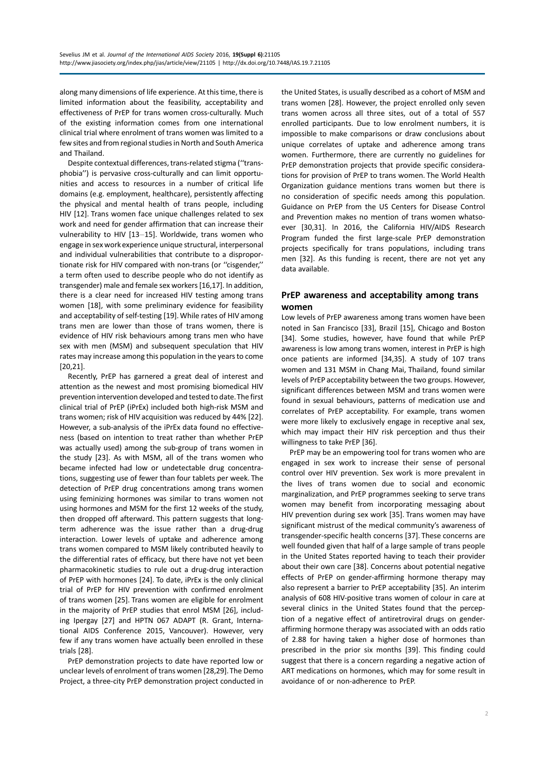along many dimensions of life experience. At this time, there is limited information about the feasibility, acceptability and effectiveness of PrEP for trans women cross-culturally. Much of the existing information comes from one international clinical trial where enrolment of trans women was limited to a few sites and from regional studies in North and South America and Thailand.

Despite contextual differences, trans-related stigma (''transphobia'') is pervasive cross-culturally and can limit opportunities and access to resources in a number of critical life domains (e.g. employment, healthcare), persistently affecting the physical and mental health of trans people, including HIV [12]. Trans women face unique challenges related to sex work and need for gender affirmation that can increase their vulnerability to HIV [13–15]. Worldwide, trans women who engage in sex work experience unique structural, interpersonal and individual vulnerabilities that contribute to a disproportionate risk for HIV compared with non-trans (or ''cisgender,'' a term often used to describe people who do not identify as transgender) male and female sex workers [16,17]. In addition, there is a clear need for increased HIV testing among trans women [18], with some preliminary evidence for feasibility and acceptability of self-testing [19]. While rates of HIV among trans men are lower than those of trans women, there is evidence of HIV risk behaviours among trans men who have sex with men (MSM) and subsequent speculation that HIV rates may increase among this population in the years to come [20,21].

Recently, PrEP has garnered a great deal of interest and attention as the newest and most promising biomedical HIV prevention intervention developed and tested to date. The first clinical trial of PrEP (iPrEx) included both high-risk MSM and trans women; risk of HIV acquisition was reduced by 44% [22]. However, a sub-analysis of the iPrEx data found no effectiveness (based on intention to treat rather than whether PrEP was actually used) among the sub-group of trans women in the study [23]. As with MSM, all of the trans women who became infected had low or undetectable drug concentrations, suggesting use of fewer than four tablets per week. The detection of PrEP drug concentrations among trans women using feminizing hormones was similar to trans women not using hormones and MSM for the first 12 weeks of the study, then dropped off afterward. This pattern suggests that long-term adherence was the issue rather than a drug-drug interaction. Lower levels of uptake and adherence among trans women compared to MSM likely contributed heavily to the differential rates of efficacy, but there have not yet been pharmacokinetic studies to rule out a drug-drug interaction of PrEP with hormones [24]. To date, iPrEx is the only clinical trial of PrEP for HIV prevention with confirmed enrolment of trans women [25]. Trans women are eligible for enrolment in the majority of PrEP studies that enrol MSM [26], including Ipergay [27] and HPTN 067 ADAPT (R. Grant, International AIDS Conference 2015, Vancouver). However, very few if any trans women have actually been enrolled in these trials [28].

PrEP demonstration projects to date have reported low or unclear levels of enrolment of trans women [28,29]. The Demo Project, a three-city PrEP demonstration project conducted in the United States, is usually described as a cohort of MSM and trans women [28]. However, the project enrolled only seven trans women across all three sites, out of a total of 557 enrolled participants. Due to low enrolment numbers, it is impossible to make comparisons or draw conclusions about unique correlates of uptake and adherence among trans women. Furthermore, there are currently no guidelines for PrEP demonstration projects that provide specific considerations for provision of PrEP to trans women. The World Health Organization guidance mentions trans women but there is no consideration of specific needs among this population. Guidance on PrEP from the US Centers for Disease Control and Prevention makes no mention of trans women whatsoever [30,31]. In 2016, the California HIV/AIDS Research Program funded the first large-scale PrEP demonstration projects specifically for trans populations, including trans men [32]. As this funding is recent, there are not yet any data available.

## PrEP awareness and acceptability among trans women

Low levels of PrEP awareness among trans women have been noted in San Francisco [33], Brazil [15], Chicago and Boston [34]. Some studies, however, have found that while PrEP awareness is low among trans women, interest in PrEP is high once patients are informed [34,35]. A study of 107 trans women and 131 MSM in Chang Mai, Thailand, found similar levels of PrEP acceptability between the two groups. However, significant differences between MSM and trans women were found in sexual behaviours, patterns of medication use and correlates of PrEP acceptability. For example, trans women were more likely to exclusively engage in receptive anal sex, which may impact their HIV risk perception and thus their willingness to take PrEP [36].

PrEP may be an empowering tool for trans women who are engaged in sex work to increase their sense of personal control over HIV prevention. Sex work is more prevalent in the lives of trans women due to social and economic marginalization, and PrEP programmes seeking to serve trans women may benefit from incorporating messaging about HIV prevention during sex work [35]. Trans women may have significant mistrust of the medical community's awareness of transgender-specific health concerns [37]. These concerns are well founded given that half of a large sample of trans people in the United States reported having to teach their provider about their own care [38]. Concerns about potential negative effects of PrEP on gender-affirming hormone therapy may also represent a barrier to PrEP acceptability [35]. An interim analysis of 608 HIV-positive trans women of colour in care at several clinics in the United States found that the perception of a negative effect of antiretroviral drugs on gender-affirming hormone therapy was associated with an odds ratio of 2.88 for having taken a higher dose of hormones than prescribed in the prior six months [39]. This finding could suggest that there is a concern regarding a negative action of ART medications on hormones, which may for some result in avoidance of or non-adherence to PrEP.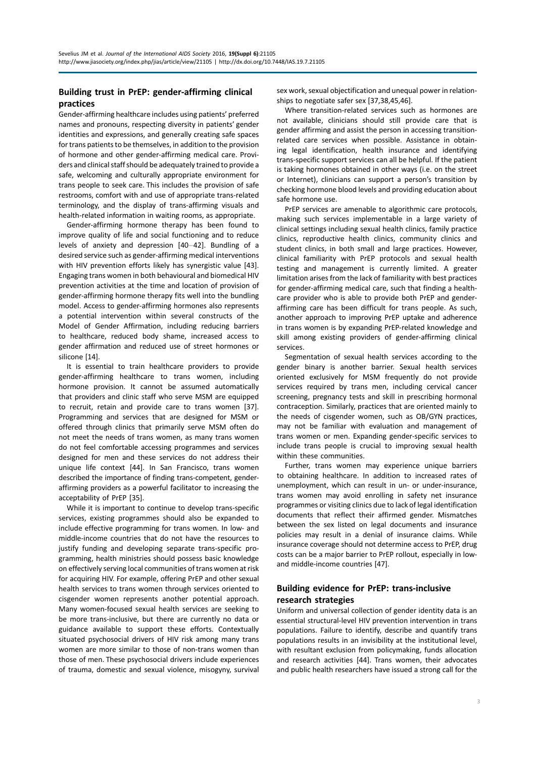## Building trust in PrEP: gender-affirming clinical practices

Gender-affirming healthcare includes using patients' preferred names and pronouns, respecting diversity in patients' gender identities and expressions, and generally creating safe spaces for trans patients to be themselves, in addition to the provision of hormone and other gender-affirming medical care. Providers and clinical staff should be adequately trained to provide a safe, welcoming and culturally appropriate environment for trans people to seek care. This includes the provision of safe restrooms, comfort with and use of appropriate trans-related terminology, and the display of trans-affirming visuals and health-related information in waiting rooms, as appropriate.

Gender-affirming hormone therapy has been found to improve quality of life and social functioning and to reduce levels of anxiety and depression [40–42]. Bundling of a desired service such as gender-affirming medical interventions with HIV prevention efforts likely has synergistic value [43]. Engaging trans women in both behavioural and biomedical HIV prevention activities at the time and location of provision of gender-affirming hormone therapy fits well into the bundling model. Access to gender-affirming hormones also represents a potential intervention within several constructs of the Model of Gender Affirmation, including reducing barriers to healthcare, reduced body shame, increased access to gender affirmation and reduced use of street hormones or silicone [14].

It is essential to train healthcare providers to provide gender-affirming healthcare to trans women, including hormone provision. It cannot be assumed automatically that providers and clinic staff who serve MSM are equipped to recruit, retain and provide care to trans women [37]. Programming and services that are designed for MSM or offered through clinics that primarily serve MSM often do not meet the needs of trans women, as many trans women do not feel comfortable accessing programmes and services designed for men and these services do not address their unique life context [44]. In San Francisco, trans women described the importance of finding trans-competent, gender-affirming providers as a powerful facilitator to increasing the acceptability of PrEP [35].

While it is important to continue to develop trans-specific services, existing programmes should also be expanded to include effective programming for trans women. In low- and middle-income countries that do not have the resources to justify funding and developing separate trans-specific programming, health ministries should possess basic knowledge on effectively serving local communities of trans women at risk for acquiring HIV. For example, offering PrEP and other sexual health services to trans women through services oriented to cisgender women represents another potential approach. Many women-focused sexual health services are seeking to be more trans-inclusive, but there are currently no data or guidance available to support these efforts. Contextually situated psychosocial drivers of HIV risk among many trans women are more similar to those of non-trans women than those of men. These psychosocial drivers include experiences of trauma, domestic and sexual violence, misogyny, survival sex work, sexual objectification and unequal power in relationships to negotiate safer sex [37,38,45,46].

Where transition-related services such as hormones are not available, clinicians should still provide care that is gender affirming and assist the person in accessing transition-related care services when possible. Assistance in obtaining legal identification, health insurance and identifying trans-specific support services can all be helpful. If the patient is taking hormones obtained in other ways (i.e. on the street or Internet), clinicians can support a person's transition by checking hormone blood levels and providing education about safe hormone use.

PrEP services are amenable to algorithmic care protocols, making such services implementable in a large variety of clinical settings including sexual health clinics, family practice clinics, reproductive health clinics, community clinics and student clinics, in both small and large practices. However, clinical familiarity with PrEP protocols and sexual health testing and management is currently limited. A greater limitation arises from the lack of familiarity with best practices for gender-affirming medical care, such that finding a health-care provider who is able to provide both PrEP and gender-affirming care has been difficult for trans people. As such, another approach to improving PrEP uptake and adherence in trans women is by expanding PrEP-related knowledge and skill among existing providers of gender-affirming clinical services.

Segmentation of sexual health services according to the gender binary is another barrier. Sexual health services oriented exclusively for MSM frequently do not provide services required by trans men, including cervical cancer screening, pregnancy tests and skill in prescribing hormonal contraception. Similarly, practices that are oriented mainly to the needs of cisgender women, such as OB/GYN practices, may not be familiar with evaluation and management of trans women or men. Expanding gender-specific services to include trans people is crucial to improving sexual health within these communities.

Further, trans women may experience unique barriers to obtaining healthcare. In addition to increased rates of unemployment, which can result in un- or under-insurance, trans women may avoid enrolling in safety net insurance programmes or visiting clinics due to lack of legal identification documents that reflect their affirmed gender. Mismatches between the sex listed on legal documents and insurance policies may result in a denial of insurance claims. While insurance coverage should not determine access to PrEP, drug costs can be a major barrier to PrEP rollout, especially in low- and middle-income countries [47].

## Building evidence for PrEP: trans-inclusive research strategies

Uniform and universal collection of gender identity data is an essential structural-level HIV prevention intervention in trans populations. Failure to identify, describe and quantify trans populations results in an invisibility at the institutional level, with resultant exclusion from policymaking, funds allocation and research activities [44]. Trans women, their advocates and public health researchers have issued a strong call for the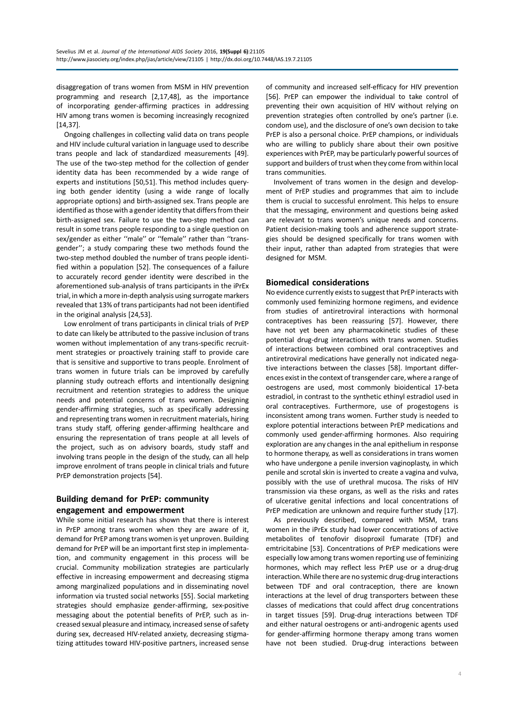disaggregation of trans women from MSM in HIV prevention programming and research [2,17,48], as the importance of incorporating gender-affirming practices in addressing HIV among trans women is becoming increasingly recognized [14,37].

Ongoing challenges in collecting valid data on trans people and HIV include cultural variation in language used to describe trans people and lack of standardized measurements [49]. The use of the two-step method for the collection of gender identity data has been recommended by a wide range of experts and institutions [50,51]. This method includes querying both gender identity (using a wide range of locally appropriate options) and birth-assigned sex. Trans people are identified as those with a gender identity that differs from their birth-assigned sex. Failure to use the two-step method can result in some trans people responding to a single question on sex/gender as either ''male'' or ''female'' rather than ''transgender''; a study comparing these two methods found the two-step method doubled the number of trans people identified within a population [52]. The consequences of a failure to accurately record gender identity were described in the aforementioned sub-analysis of trans participants in the iPrEx trial, in which a more in-depth analysis using surrogate markers revealed that 13% of trans participants had not been identified in the original analysis [24,53].

Low enrolment of trans participants in clinical trials of PrEP to date can likely be attributed to the passive inclusion of trans women without implementation of any trans-specific recruitment strategies or proactively training staff to provide care that is sensitive and supportive to trans people. Enrolment of trans women in future trials can be improved by carefully planning study outreach efforts and intentionally designing recruitment and retention strategies to address the unique needs and potential concerns of trans women. Designing gender-affirming strategies, such as specifically addressing and representing trans women in recruitment materials, hiring trans study staff, offering gender-affirming healthcare and ensuring the representation of trans people at all levels of the project, such as on advisory boards, study staff and involving trans people in the design of the study, can all help improve enrolment of trans people in clinical trials and future PrEP demonstration projects [54].

## Building demand for PrEP: community engagement and empowerment

While some initial research has shown that there is interest in PrEP among trans women when they are aware of it, demand for PrEP among trans women is yet unproven. Building demand for PrEP will be an important first step in implementation, and community engagement in this process will be crucial. Community mobilization strategies are particularly effective in increasing empowerment and decreasing stigma among marginalized populations and in disseminating novel information via trusted social networks [55]. Social marketing strategies should emphasize gender-affirming, sex-positive messaging about the potential benefits of PrEP, such as increased sexual pleasure and intimacy, increased sense of safety during sex, decreased HIV-related anxiety, decreasing stigmatizing attitudes toward HIV-positive partners, increased sense of community and increased self-efficacy for HIV prevention [56]. PrEP can empower the individual to take control of preventing their own acquisition of HIV without relying on prevention strategies often controlled by one's partner (i.e. condom use), and the disclosure of one's own decision to take PrEP is also a personal choice. PrEP champions, or individuals who are willing to publicly share about their own positive experiences with PrEP, may be particularly powerful sources of support and builders of trust when they come from within local trans communities.

Involvement of trans women in the design and development of PrEP studies and programmes that aim to include them is crucial to successful enrolment. This helps to ensure that the messaging, environment and questions being asked are relevant to trans women's unique needs and concerns. Patient decision-making tools and adherence support strategies should be designed specifically for trans women with their input, rather than adapted from strategies that were designed for MSM.

## Biomedical considerations

No evidence currently exists to suggest that PrEP interacts with commonly used feminizing hormone regimens, and evidence from studies of antiretroviral interactions with hormonal contraceptives has been reassuring [57]. However, there have not yet been any pharmacokinetic studies of these potential drug-drug interactions with trans women. Studies of interactions between combined oral contraceptives and antiretroviral medications have generally not indicated negative interactions between the classes [58]. Important differences exist in the context of transgender care, where a range of oestrogens are used, most commonly bioidentical 17-beta estradiol, in contrast to the synthetic ethinyl estradiol used in oral contraceptives. Furthermore, use of progestogens is inconsistent among trans women. Further study is needed to explore potential interactions between PrEP medications and commonly used gender-affirming hormones. Also requiring exploration are any changes in the anal epithelium in response to hormone therapy, as well as considerations in trans women who have undergone a penile inversion vaginoplasty, in which penile and scrotal skin is inverted to create a vagina and vulva, possibly with the use of urethral mucosa. The risks of HIV transmission via these organs, as well as the risks and rates of ulcerative genital infections and local concentrations of PrEP medication are unknown and require further study [17].

As previously described, compared with MSM, trans women in the iPrEx study had lower concentrations of active metabolites of tenofovir disoproxil fumarate (TDF) and emtricitabine [53]. Concentrations of PrEP medications were especially low among trans women reporting use of feminizing hormones, which may reflect less PrEP use or a drug-drug interaction. While there are no systemic drug-drug interactions between TDF and oral contraception, there are known interactions at the level of drug transporters between these classes of medications that could affect drug concentrations in target tissues [59]. Drug-drug interactions between TDF and either natural oestrogens or anti-androgenic agents used for gender-affirming hormone therapy among trans women have not been studied. Drug-drug interactions between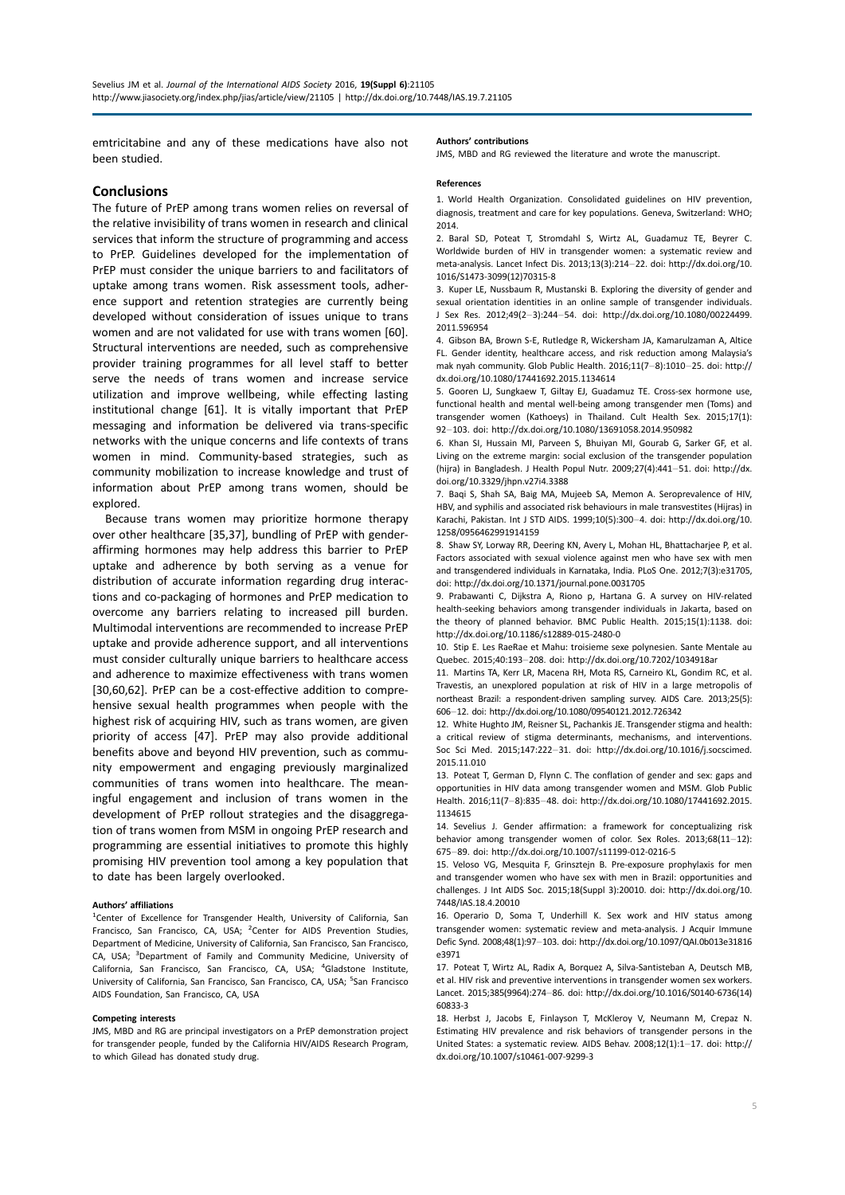emtricitabine and any of these medications have also not been studied.

## Conclusions

The future of PrEP among trans women relies on reversal of the relative invisibility of trans women in research and clinical services that inform the structure of programming and access to PrEP. Guidelines developed for the implementation of PrEP must consider the unique barriers to and facilitators of uptake among trans women. Risk assessment tools, adherence support and retention strategies are currently being developed without consideration of issues unique to trans women and are not validated for use with trans women [60]. Structural interventions are needed, such as comprehensive provider training programmes for all level staff to better serve the needs of trans women and increase service utilization and improve wellbeing, while effecting lasting institutional change [61]. It is vitally important that PrEP messaging and information be delivered via trans-specific networks with the unique concerns and life contexts of trans women in mind. Community-based strategies, such as community mobilization to increase knowledge and trust of information about PrEP among trans women, should be explored.

Because trans women may prioritize hormone therapy over other healthcare [35,37], bundling of PrEP with gender-affirming hormones may help address this barrier to PrEP uptake and adherence by both serving as a venue for distribution of accurate information regarding drug interactions and co-packaging of hormones and PrEP medication to overcome any barriers relating to increased pill burden. Multimodal interventions are recommended to increase PrEP uptake and provide adherence support, and all interventions must consider culturally unique barriers to healthcare access and adherence to maximize effectiveness with trans women [30,60,62]. PrEP can be a cost-effective addition to comprehensive sexual health programmes when people with the highest risk of acquiring HIV, such as trans women, are given priority of access [47]. PrEP may also provide additional benefits above and beyond HIV prevention, such as community empowerment and engaging previously marginalized communities of trans women into healthcare. The meaningful engagement and inclusion of trans women in the development of PrEP rollout strategies and the disaggregation of trans women from MSM in ongoing PrEP research and programming are essential initiatives to promote this highly promising HIV prevention tool among a key population that to date has been largely overlooked.

#### Authors' affiliations

[1]Center of Excellence for Transgender Health, University of California, San Francisco, San Francisco, CA, USA; [2]Center for AIDS Prevention Studies, Department of Medicine, University of California, San Francisco, San Francisco, CA, USA; [3]Department of Family and Community Medicine, University of California, San Francisco, San Francisco, CA, USA; [4]Gladstone Institute, University of California, San Francisco, San Francisco, CA, USA; [5]San Francisco AIDS Foundation, San Francisco, CA, USA

#### Competing interests

JMS, MBD and RG are principal investigators on a PrEP demonstration project for transgender people, funded by the California HIV/AIDS Research Program, to which Gilead has donated study drug.

#### Authors' contributions

JMS, MBD and RG reviewed the literature and wrote the manuscript.

#### References

1. World Health Organization. Consolidated guidelines on HIV prevention, diagnosis, treatment and care for key populations. Geneva, Switzerland: WHO; 2014.
2. Baral SD, Poteat T, Stromdahl S, Wirtz AL, Guadamuz TE, Beyrer C. Worldwide burden of HIV in transgender women: a systematic review and meta-analysis. Lancet Infect Dis. 2013;13(3):214–22. doi: http://dx.doi.org/10.1016/S1473-3099(12)70315-8
3. Kuper LE, Nussbaum R, Mustanski B. Exploring the diversity of gender and sexual orientation identities in an online sample of transgender individuals. J Sex Res. 2012;49(2–3):244–54. doi: http://dx.doi.org/10.1080/00224499.2011.596954
4. Gibson BA, Brown S-E, Rutledge R, Wickersham JA, Kamarulzaman A, Altice FL. Gender identity, healthcare access, and risk reduction among Malaysia's mak nyah community. Glob Public Health. 2016;11(7–8):1010–25. doi: http://dx.doi.org/10.1080/17441692.2015.1134614
5. Gooren LJ, Sungkaew T, Giltay EJ, Guadamuz TE. Cross-sex hormone use, functional health and mental well-being among transgender men (Toms) and transgender women (Kathoeys) in Thailand. Cult Health Sex. 2015;17(1): 92–103. doi: http://dx.doi.org/10.1080/13691058.2014.950982
6. Khan SI, Hussain MI, Parveen S, Bhuiyan MI, Gourab G, Sarker GF, et al. Living on the extreme margin: social exclusion of the transgender population (hijra) in Bangladesh. J Health Popul Nutr. 2009;27(4):441–51. doi: http://dx.doi.org/10.3329/jhpn.v27i4.3388
7. Baqi S, Shah SA, Baig MA, Mujeeb SA, Memon A. Seroprevalence of HIV, HBV, and syphilis and associated risk behaviours in male transvestites (Hijras) in Karachi, Pakistan. Int J STD AIDS. 1999;10(5):300–4. doi: http://dx.doi.org/10.1258/0956462991914159
8. Shaw SY, Lorway RR, Deering KN, Avery L, Mohan HL, Bhattacharjee P, et al. Factors associated with sexual violence against men who have sex with men and transgendered individuals in Karnataka, India. PLoS One. 2012;7(3):e31705, doi: http://dx.doi.org/10.1371/journal.pone.0031705
9. Prabawanti C, Dijkstra A, Riono p, Hartana G. A survey on HIV-related health-seeking behaviors among transgender individuals in Jakarta, based on the theory of planned behavior. BMC Public Health. 2015;15(1):1138. doi: http://dx.doi.org/10.1186/s12889-015-2480-0
10. Stip E. Les RaeRae et Mahu: troisieme sexe polynesien. Sante Mentale au Quebec. 2015;40:193–208. doi: http://dx.doi.org/10.7202/1034918ar
11. Martins TA, Kerr LR, Macena RH, Mota RS, Carneiro KL, Gondim RC, et al. Travestis, an unexplored population at risk of HIV in a large metropolis of northeast Brazil: a respondent-driven sampling survey. AIDS Care. 2013;25(5): 606–12. doi: http://dx.doi.org/10.1080/09540121.2012.726342
12. White Hughto JM, Reisner SL, Pachankis JE. Transgender stigma and health: a critical review of stigma determinants, mechanisms, and interventions. Soc Sci Med. 2015;147:222–31. doi: http://dx.doi.org/10.1016/j.socscimed.2015.11.010
13. Poteat T, German D, Flynn C. The conflation of gender and sex: gaps and opportunities in HIV data among transgender women and MSM. Glob Public Health. 2016;11(7–8):835–48. doi: http://dx.doi.org/10.1080/17441692.2015.1134615
14. Sevelius J. Gender affirmation: a framework for conceptualizing risk behavior among transgender women of color. Sex Roles. 2013;68(11–12): 675–89. doi: http://dx.doi.org/10.1007/s11199-012-0216-5
15. Veloso VG, Mesquita F, Grinsztejn B. Pre-exposure prophylaxis for men and transgender women who have sex with men in Brazil: opportunities and challenges. J Int AIDS Soc. 2015;18(Suppl 3):20010. doi: http://dx.doi.org/10.7448/IAS.18.4.20010
16. Operario D, Soma T, Underhill K. Sex work and HIV status among transgender women: systematic review and meta-analysis. J Acquir Immune Defic Synd. 2008;48(1):97–103. doi: http://dx.doi.org/10.1097/QAI.0b013e31816e3971
17. Poteat T, Wirtz AL, Radix A, Borquez A, Silva-Santisteban A, Deutsch MB, et al. HIV risk and preventive interventions in transgender women sex workers. Lancet. 2015;385(9964):274–86. doi: http://dx.doi.org/10.1016/S0140-6736(14)60833-3
18. Herbst J, Jacobs E, Finlayson T, McKleroy V, Neumann M, Crepaz N. Estimating HIV prevalence and risk behaviors of transgender persons in the United States: a systematic review. AIDS Behav. 2008;12(1):1–17. doi: http://dx.doi.org/10.1007/s10461-007-9299-3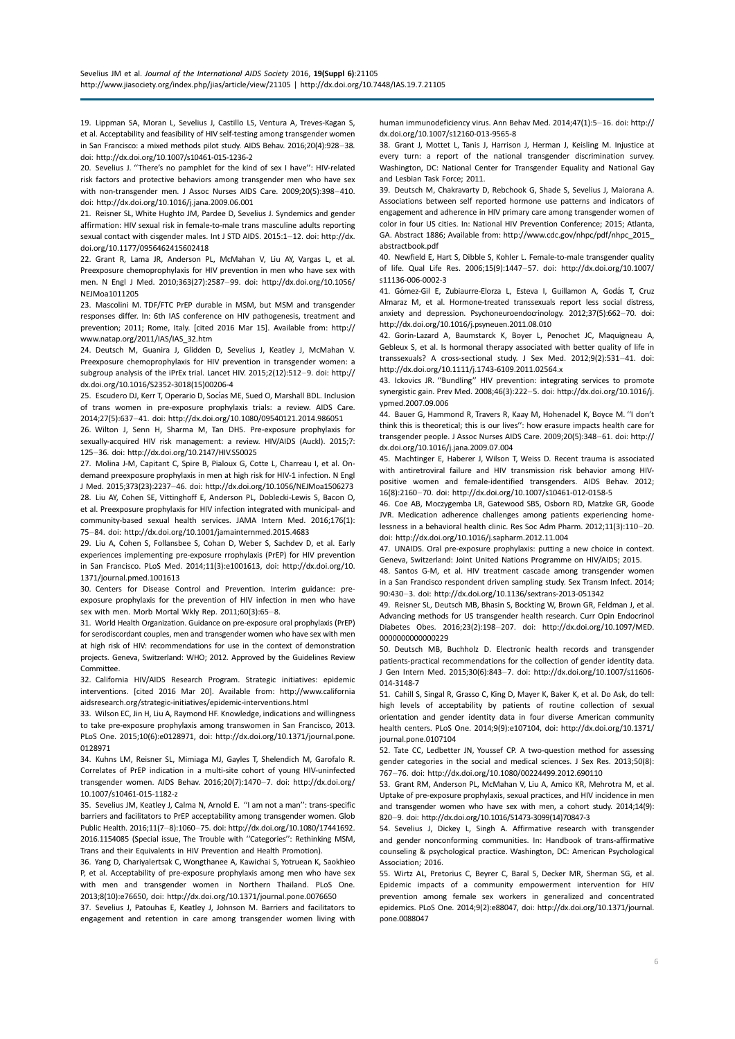19. Lippman SA, Moran L, Sevelius J, Castillo LS, Ventura A, Treves-Kagan S, et al. Acceptability and feasibility of HIV self-testing among transgender women in San Francisco: a mixed methods pilot study. AIDS Behav. 2016;20(4):928–38. doi: http://dx.doi.org/10.1007/s10461-015-1236-2

20. Sevelius J. ''There's no pamphlet for the kind of sex I have'': HIV-related risk factors and protective behaviors among transgender men who have sex with non-transgender men. J Assoc Nurses AIDS Care. 2009;20(5):398–410. doi: http://dx.doi.org/10.1016/j.jana.2009.06.001

21. Reisner SL, White Hughto JM, Pardee D, Sevelius J. Syndemics and gender affirmation: HIV sexual risk in female-to-male trans masculine adults reporting sexual contact with cisgender males. Int J STD AIDS. 2015:1–12. doi: http://dx.doi.org/10.1177/0956462415602418

22. Grant R, Lama JR, Anderson PL, McMahan V, Liu AY, Vargas L, et al. Preexposure chemoprophylaxis for HIV prevention in men who have sex with men. N Engl J Med. 2010;363(27):2587–99. doi: http://dx.doi.org/10.1056/NEJMoa1011205

23. Mascolini M. TDF/FTC PrEP durable in MSM, but MSM and transgender responses differ. In: 6th IAS conference on HIV pathogenesis, treatment and prevention; 2011; Rome, Italy. [cited 2016 Mar 15]. Available from: http://www.natap.org/2011/IAS/IAS_32.htm

24. Deutsch M, Guanira J, Glidden D, Sevelius J, Keatley J, McMahan V. Preexposure chemoprophylaxis for HIV prevention in transgender women: a subgroup analysis of the iPrEx trial. Lancet HIV. 2015;2(12):512–9. doi: http://dx.doi.org/10.1016/S2352-3018(15)00206-4

25. Escudero DJ, Kerr T, Operario D, Socías ME, Sued O, Marshall BDL. Inclusion of trans women in pre-exposure prophylaxis trials: a review. AIDS Care. 2014;27(5):637–41. doi: http://dx.doi.org/10.1080/09540121.2014.986051

26. Wilton J, Senn H, Sharma M, Tan DHS. Pre-exposure prophylaxis for sexually-acquired HIV risk management: a review. HIV/AIDS (Auckl). 2015;7:125–36. doi: http://dx.doi.org/10.2147/HIV.S50025

27. Molina J-M, Capitant C, Spire B, Pialoux G, Cotte L, Charreau I, et al. On-demand preexposure prophylaxis in men at high risk for HIV-1 infection. N Engl J Med. 2015;373(23):2237–46. doi: http://dx.doi.org/10.1056/NEJMoa1506273

28. Liu AY, Cohen SE, Vittinghoff E, Anderson PL, Doblecki-Lewis S, Bacon O, et al. Preexposure prophylaxis for HIV infection integrated with municipal- and community-based sexual health services. JAMA Intern Med. 2016;176(1):75–84. doi: http://dx.doi.org/10.1001/jamainternmed.2015.4683

29. Liu A, Cohen S, Follansbee S, Cohan D, Weber S, Sachdev D, et al. Early experiences implementing pre-exposure rrophylaxis (PrEP) for HIV prevention in San Francisco. PLoS Med. 2014;11(3):e1001613, doi: http://dx.doi.org/10.1371/journal.pmed.1001613

30. Centers for Disease Control and Prevention. Interim guidance: pre-exposure prophylaxis for the prevention of HIV infection in men who have sex with men. Morb Mortal Wkly Rep. 2011;60(3):65–8.

31. World Health Organization. Guidance on pre-exposure oral prophylaxis (PrEP) for serodiscordant couples, men and transgender women who have sex with men at high risk of HIV: recommendations for use in the context of demonstration projects. Geneva, Switzerland: WHO; 2012. Approved by the Guidelines Review Committee.

32. California HIV/AIDS Research Program. Strategic initiatives: epidemic interventions. [cited 2016 Mar 20]. Available from: http://www.californiaaidsresearch.org/strategic-initiatives/epidemic-interventions.html

33. Wilson EC, Jin H, Liu A, Raymond HF. Knowledge, indications and willingness to take pre-exposure prophylaxis among transwomen in San Francisco, 2013. PLoS One. 2015;10(6):e0128971, doi: http://dx.doi.org/10.1371/journal.pone.0128971

34. Kuhns LM, Reisner SL, Mimiaga MJ, Gayles T, Shelendich M, Garofalo R. Correlates of PrEP indication in a multi-site cohort of young HIV-uninfected transgender women. AIDS Behav. 2016;20(7):1470–7. doi: http://dx.doi.org/10.1007/s10461-015-1182-z

35. Sevelius JM, Keatley J, Calma N, Arnold E. ''I am not a man'': trans-specific barriers and facilitators to PrEP acceptability among transgender women. Glob Public Health. 2016;11(7–8):1060–75. doi: http://dx.doi.org/10.1080/17441692.2016.1154085 (Special issue, The Trouble with ''Categories'': Rethinking MSM, Trans and their Equivalents in HIV Prevention and Health Promotion).

36. Yang D, Chariyalertsak C, Wongthanee A, Kawichai S, Yotruean K, Saokhieo P, et al. Acceptability of pre-exposure prophylaxis among men who have sex with men and transgender women in Northern Thailand. PLoS One. 2013;8(10):e76650, doi: http://dx.doi.org/10.1371/journal.pone.0076650

37. Sevelius J, Patouhas E, Keatley J, Johnson M. Barriers and facilitators to engagement and retention in care among transgender women living with human immunodeficiency virus. Ann Behav Med. 2014;47(1):5–16. doi: http://dx.doi.org/10.1007/s12160-013-9565-8

38. Grant J, Mottet L, Tanis J, Harrison J, Herman J, Keisling M. Injustice at every turn: a report of the national transgender discrimination survey. Washington, DC: National Center for Transgender Equality and National Gay and Lesbian Task Force; 2011.

39. Deutsch M, Chakravarty D, Rebchook G, Shade S, Sevelius J, Maiorana A. Associations between self reported hormone use patterns and indicators of engagement and adherence in HIV primary care among transgender women of color in four US cities. In: National HIV Prevention Conference; 2015; Atlanta, GA. Abstract 1886; Available from: http://www.cdc.gov/nhpc/pdf/nhpc_2015_abstractbook.pdf

40. Newfield E, Hart S, Dibble S, Kohler L. Female-to-male transgender quality of life. Qual Life Res. 2006;15(9):1447–57. doi: http://dx.doi.org/10.1007/s11136-006-0002-3

41. Gómez-Gil E, Zubiaurre-Elorza L, Esteva I, Guillamon A, Godás T, Cruz Almaraz M, et al. Hormone-treated transsexuals report less social distress, anxiety and depression. Psychoneuroendocrinology. 2012;37(5):662–70. doi: http://dx.doi.org/10.1016/j.psyneuen.2011.08.010

42. Gorin-Lazard A, Baumstarck K, Boyer L, Penochet JC, Maquigneau A, Gebleux S, et al. Is hormonal therapy associated with better quality of life in transsexuals? A cross-sectional study. J Sex Med. 2012;9(2):531–41. doi: http://dx.doi.org/10.1111/j.1743-6109.2011.02564.x

43. Ickovics JR. ''Bundling'' HIV prevention: integrating services to promote synergistic gain. Prev Med. 2008;46(3):222–5. doi: http://dx.doi.org/10.1016/j.ypmed.2007.09.006

44. Bauer G, Hammond R, Travers R, Kaay M, Hohenadel K, Boyce M. ''I don't think this is theoretical; this is our lives'': how erasure impacts health care for transgender people. J Assoc Nurses AIDS Care. 2009;20(5):348–61. doi: http://dx.doi.org/10.1016/j.jana.2009.07.004

45. Machtinger E, Haberer J, Wilson T, Weiss D. Recent trauma is associated with antiretroviral failure and HIV transmission risk behavior among HIV-positive women and female-identified transgenders. AIDS Behav. 2012;16(8):2160–70. doi: http://dx.doi.org/10.1007/s10461-012-0158-5

46. Coe AB, Moczygemba LR, Gatewood SBS, Osborn RD, Matzke GR, Goode JVR. Medication adherence challenges among patients experiencing homelessness in a behavioral health clinic. Res Soc Adm Pharm. 2012;11(3):110–20. doi: http://dx.doi.org/10.1016/j.sapharm.2012.11.004

47. UNAIDS. Oral pre-exposure prophylaxis: putting a new choice in context. Geneva, Switzerland: Joint United Nations Programme on HIV/AIDS; 2015.

48. Santos G-M, et al. HIV treatment cascade among transgender women in a San Francisco respondent driven sampling study. Sex Transm Infect. 2014;90:430–3. doi: http://dx.doi.org/10.1136/sextrans-2013-051342

49. Reisner SL, Deutsch MB, Bhasin S, Bockting W, Brown GR, Feldman J, et al. Advancing methods for US transgender health research. Curr Opin Endocrinol Diabetes Obes. 2016;23(2):198–207. doi: http://dx.doi.org/10.1097/MED.0000000000000229

50. Deutsch MB, Buchholz D. Electronic health records and transgender patients-practical recommendations for the collection of gender identity data. J Gen Intern Med. 2015;30(6):843–7. doi: http://dx.doi.org/10.1007/s11606-014-3148-7

51. Cahill S, Singal R, Grasso C, King D, Mayer K, Baker K, et al. Do Ask, do tell: high levels of acceptability by patients of routine collection of sexual orientation and gender identity data in four diverse American community health centers. PLoS One. 2014;9(9):e107104, doi: http://dx.doi.org/10.1371/journal.pone.0107104

52. Tate CC, Ledbetter JN, Youssef CP. A two-question method for assessing gender categories in the social and medical sciences. J Sex Res. 2013;50(8):767–76. doi: http://dx.doi.org/10.1080/00224499.2012.690110

53. Grant RM, Anderson PL, McMahan V, Liu A, Amico KR, Mehrotra M, et al. Uptake of pre-exposure prophylaxis, sexual practices, and HIV incidence in men and transgender women who have sex with men, a cohort study. 2014;14(9):820–9. doi: http://dx.doi.org/10.1016/S1473-3099(14)70847-3

54. Sevelius J, Dickey L, Singh A. Affirmative research with transgender and gender nonconforming communities. In: Handbook of trans-affirmative counseling & psychological practice. Washington, DC: American Psychological Association; 2016.

55. Wirtz AL, Pretorius C, Beyrer C, Baral S, Decker MR, Sherman SG, et al. Epidemic impacts of a community empowerment intervention for HIV prevention among female sex workers in generalized and concentrated epidemics. PLoS One. 2014;9(2):e88047, doi: http://dx.doi.org/10.1371/journal.pone.0088047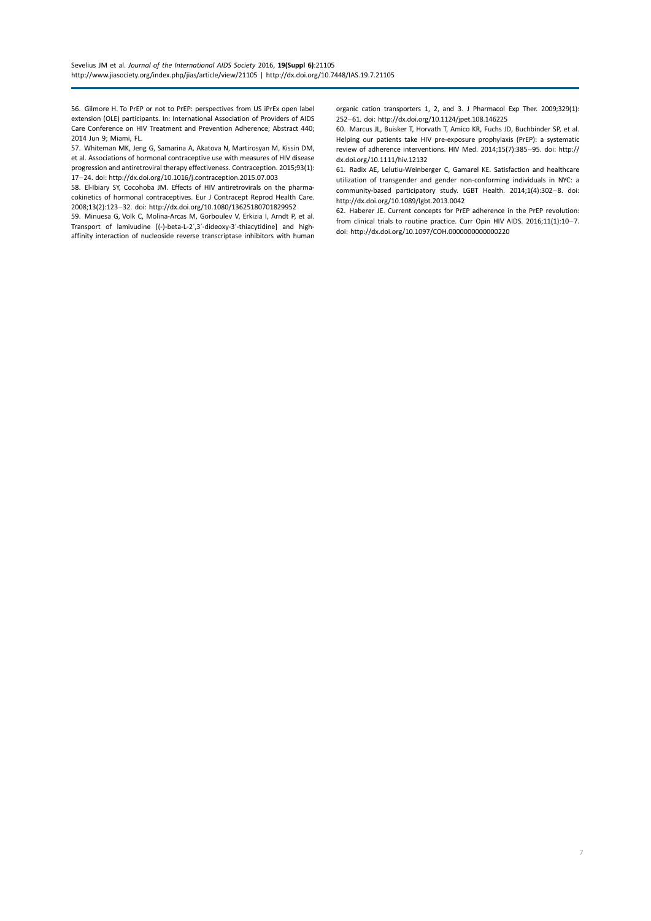56. Gilmore H. To PrEP or not to PrEP: perspectives from US iPrEx open label extension (OLE) participants. In: International Association of Providers of AIDS Care Conference on HIV Treatment and Prevention Adherence; Abstract 440; 2014 Jun 9; Miami, FL.

57. Whiteman MK, Jeng G, Samarina A, Akatova N, Martirosyan M, Kissin DM, et al. Associations of hormonal contraceptive use with measures of HIV disease progression and antiretroviral therapy effectiveness. Contraception. 2015;93(1): 17–24. doi: http://dx.doi.org/10.1016/j.contraception.2015.07.003

58. El-Ibiary SY, Cocohoba JM. Effects of HIV antiretrovirals on the pharmacokinetics of hormonal contraceptives. Eur J Contracept Reprod Health Care. 2008;13(2):123–32. doi: http://dx.doi.org/10.1080/13625180701829952

59. Minuesa G, Volk C, Molina-Arcas M, Gorboulev V, Erkizia I, Arndt P, et al. Transport of lamivudine [(-)-beta-L-2′,3′-dideoxy-3′-thiacytidine] and high-affinity interaction of nucleoside reverse transcriptase inhibitors with human organic cation transporters 1, 2, and 3. J Pharmacol Exp Ther. 2009;329(1): 252–61. doi: http://dx.doi.org/10.1124/jpet.108.146225

60. Marcus JL, Buisker T, Horvath T, Amico KR, Fuchs JD, Buchbinder SP, et al. Helping our patients take HIV pre-exposure prophylaxis (PrEP): a systematic review of adherence interventions. HIV Med. 2014;15(7):385–95. doi: http://dx.doi.org/10.1111/hiv.12132

61. Radix AE, Lelutiu-Weinberger C, Gamarel KE. Satisfaction and healthcare utilization of transgender and gender non-conforming individuals in NYC: a community-based participatory study. LGBT Health. 2014;1(4):302–8. doi: http://dx.doi.org/10.1089/lgbt.2013.0042

62. Haberer JE. Current concepts for PrEP adherence in the PrEP revolution: from clinical trials to routine practice. Curr Opin HIV AIDS. 2016;11(1):10–7. doi: http://dx.doi.org/10.1097/COH.0000000000000220